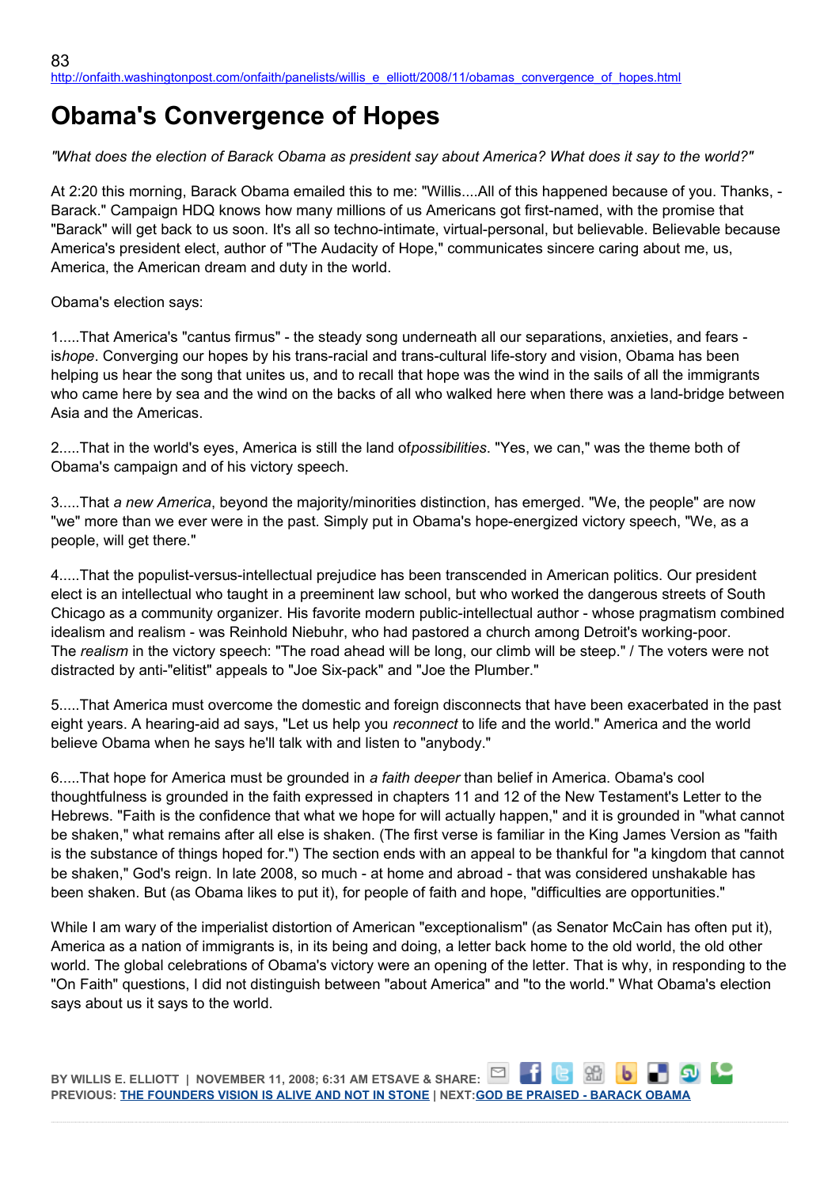83
http://onfaith.washingtonpost.com/onfaith/panelists/willis_e_elliott/2008/11/obamas_convergence_of_hopes.html

# Obama's Convergence of Hopes

*"What does the election of Barack Obama as president say about America? What does it say to the world?"*

At 2:20 this morning, Barack Obama emailed this to me: "Willis....All of this happened because of you. Thanks, -Barack." Campaign HDQ knows how many millions of us Americans got first-named, with the promise that "Barack" will get back to us soon. It's all so techno-intimate, virtual-personal, but believable. Believable because America's president elect, author of "The Audacity of Hope," communicates sincere caring about me, us, America, the American dream and duty in the world.

Obama's election says:

1.....That America's "cantus firmus" - the steady song underneath all our separations, anxieties, and fears - is*hope*. Converging our hopes by his trans-racial and trans-cultural life-story and vision, Obama has been helping us hear the song that unites us, and to recall that hope was the wind in the sails of all the immigrants who came here by sea and the wind on the backs of all who walked here when there was a land-bridge between Asia and the Americas.

2.....That in the world's eyes, America is still the land of*possibilities*. "Yes, we can," was the theme both of Obama's campaign and of his victory speech.

3.....That *a new America*, beyond the majority/minorities distinction, has emerged. "We, the people" are now "we" more than we ever were in the past. Simply put in Obama's hope-energized victory speech, "We, as a people, will get there."

4.....That the populist-versus-intellectual prejudice has been transcended in American politics. Our president elect is an intellectual who taught in a preeminent law school, but who worked the dangerous streets of South Chicago as a community organizer. His favorite modern public-intellectual author - whose pragmatism combined idealism and realism - was Reinhold Niebuhr, who had pastored a church among Detroit's working-poor. The *realism* in the victory speech: "The road ahead will be long, our climb will be steep." / The voters were not distracted by anti-"elitist" appeals to "Joe Six-pack" and "Joe the Plumber."

5.....That America must overcome the domestic and foreign disconnects that have been exacerbated in the past eight years. A hearing-aid ad says, "Let us help you *reconnect* to life and the world." America and the world believe Obama when he says he'll talk with and listen to "anybody."

6.....That hope for America must be grounded in *a faith deeper* than belief in America. Obama's cool thoughtfulness is grounded in the faith expressed in chapters 11 and 12 of the New Testament's Letter to the Hebrews. "Faith is the confidence that what we hope for will actually happen," and it is grounded in "what cannot be shaken," what remains after all else is shaken. (The first verse is familiar in the King James Version as "faith is the substance of things hoped for.") The section ends with an appeal to be thankful for "a kingdom that cannot be shaken," God's reign. In late 2008, so much - at home and abroad - that was considered unshakable has been shaken. But (as Obama likes to put it), for people of faith and hope, "difficulties are opportunities."

While I am wary of the imperialist distortion of American "exceptionalism" (as Senator McCain has often put it), America as a nation of immigrants is, in its being and doing, a letter back home to the old world, the old other world. The global celebrations of Obama's victory were an opening of the letter. That is why, in responding to the "On Faith" questions, I did not distinguish between "about America" and "to the world." What Obama's election says about us it says to the world.

**BY WILLIS E. ELLIOTT | NOVEMBER 11, 2008; 6:31 AM ETSAVE & SHARE:**
**PREVIOUS: THE FOUNDERS VISION IS ALIVE AND NOT IN STONE | NEXT:GOD BE PRAISED - BARACK OBAMA**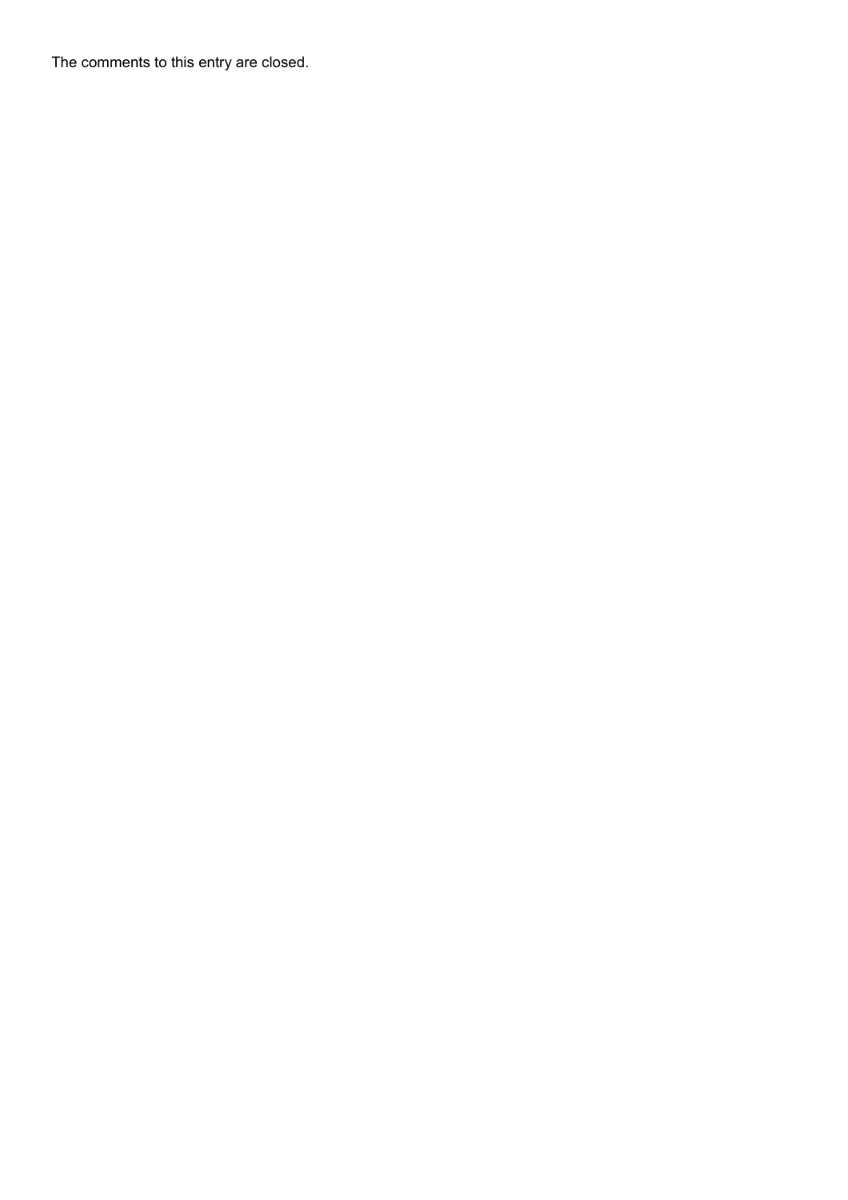The comments to this entry are closed.